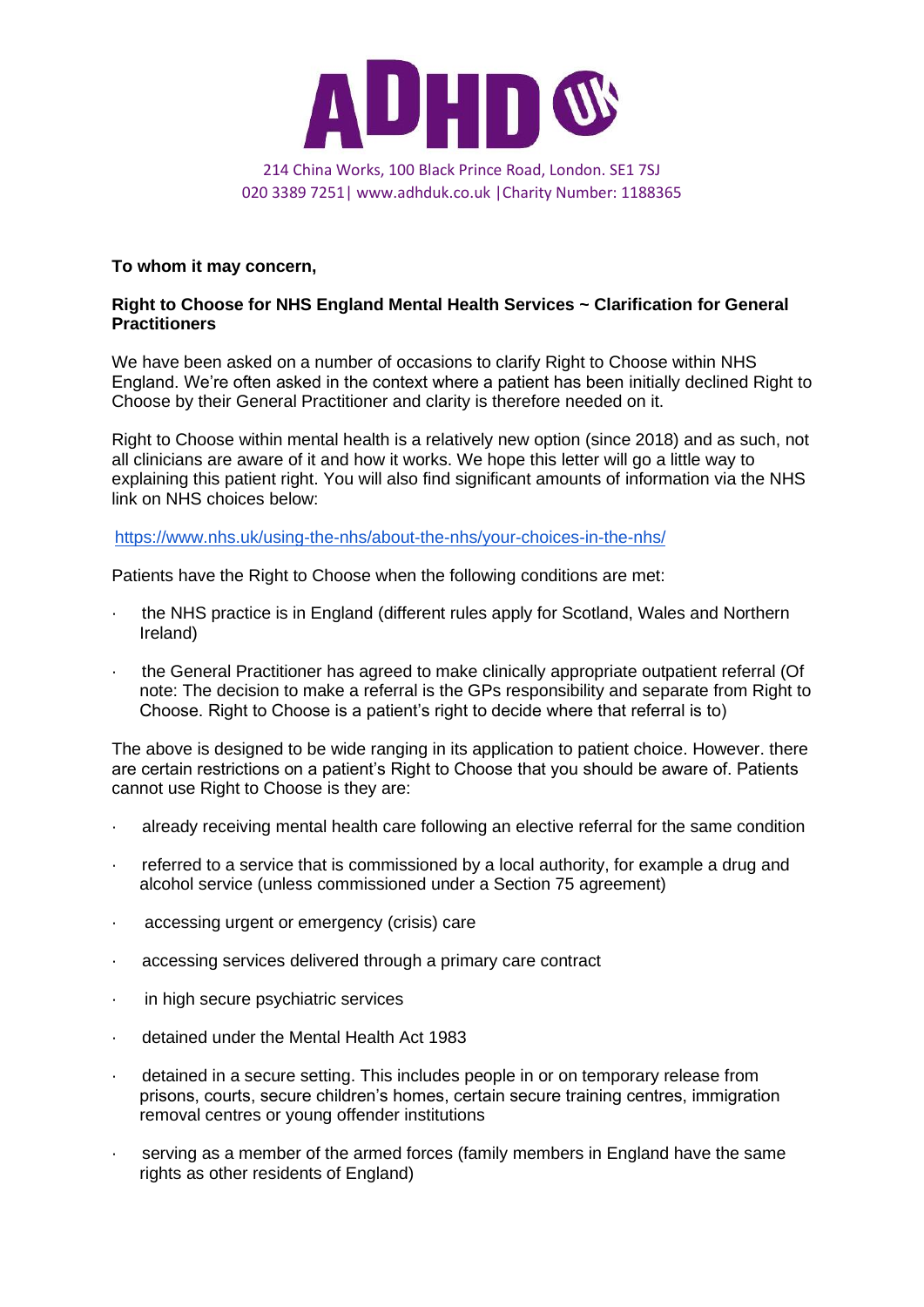# ADHD UK

214 China Works, 100 Black Prince Road, London. SE1 7SJ
020 3389 7251| www.adhduk.co.uk |Charity Number: 1188365

**To whom it may concern,**

**Right to Choose for NHS England Mental Health Services ~ Clarification for General Practitioners**

We have been asked on a number of occasions to clarify Right to Choose within NHS England. We're often asked in the context where a patient has been initially declined Right to Choose by their General Practitioner and clarity is therefore needed on it.

Right to Choose within mental health is a relatively new option (since 2018) and as such, not all clinicians are aware of it and how it works. We hope this letter will go a little way to explaining this patient right. You will also find significant amounts of information via the NHS link on NHS choices below:

https://www.nhs.uk/using-the-nhs/about-the-nhs/your-choices-in-the-nhs/

Patients have the Right to Choose when the following conditions are met:

- the NHS practice is in England (different rules apply for Scotland, Wales and Northern Ireland)
- the General Practitioner has agreed to make clinically appropriate outpatient referral (Of note: The decision to make a referral is the GPs responsibility and separate from Right to Choose. Right to Choose is a patient's right to decide where that referral is to)

The above is designed to be wide ranging in its application to patient choice. However. there are certain restrictions on a patient's Right to Choose that you should be aware of. Patients cannot use Right to Choose is they are:

- already receiving mental health care following an elective referral for the same condition
- referred to a service that is commissioned by a local authority, for example a drug and alcohol service (unless commissioned under a Section 75 agreement)
- accessing urgent or emergency (crisis) care
- accessing services delivered through a primary care contract
- in high secure psychiatric services
- detained under the Mental Health Act 1983
- detained in a secure setting. This includes people in or on temporary release from prisons, courts, secure children's homes, certain secure training centres, immigration removal centres or young offender institutions
- serving as a member of the armed forces (family members in England have the same rights as other residents of England)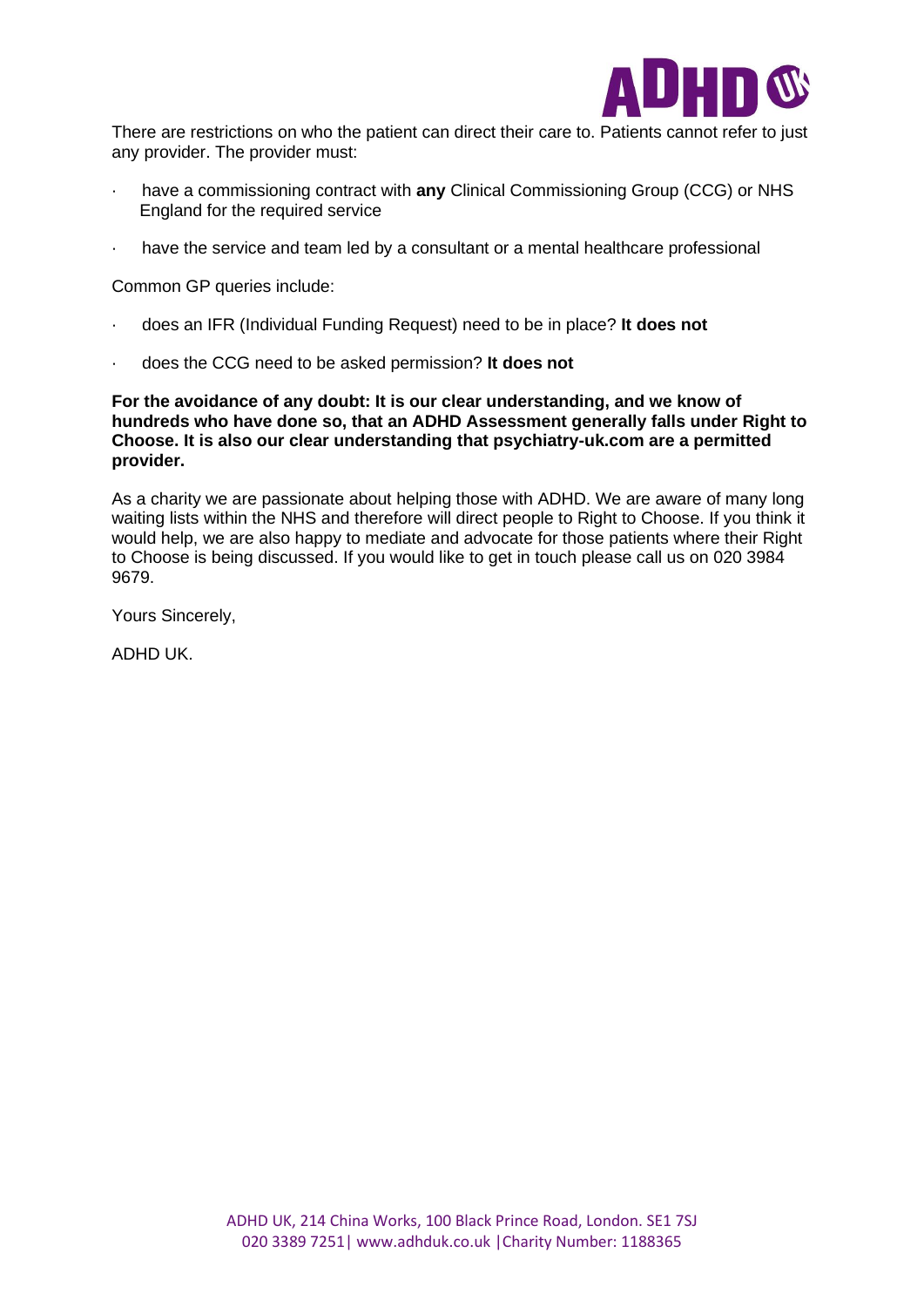There are restrictions on who the patient can direct their care to. Patients cannot refer to just any provider. The provider must:

- have a commissioning contract with **any** Clinical Commissioning Group (CCG) or NHS England for the required service
- have the service and team led by a consultant or a mental healthcare professional

Common GP queries include:

- does an IFR (Individual Funding Request) need to be in place? **It does not**
- does the CCG need to be asked permission? **It does not**

**For the avoidance of any doubt: It is our clear understanding, and we know of hundreds who have done so, that an ADHD Assessment generally falls under Right to Choose. It is also our clear understanding that psychiatry-uk.com are a permitted provider.**

As a charity we are passionate about helping those with ADHD. We are aware of many long waiting lists within the NHS and therefore will direct people to Right to Choose. If you think it would help, we are also happy to mediate and advocate for those patients where their Right to Choose is being discussed. If you would like to get in touch please call us on 020 3984 9679.

Yours Sincerely,

ADHD UK.